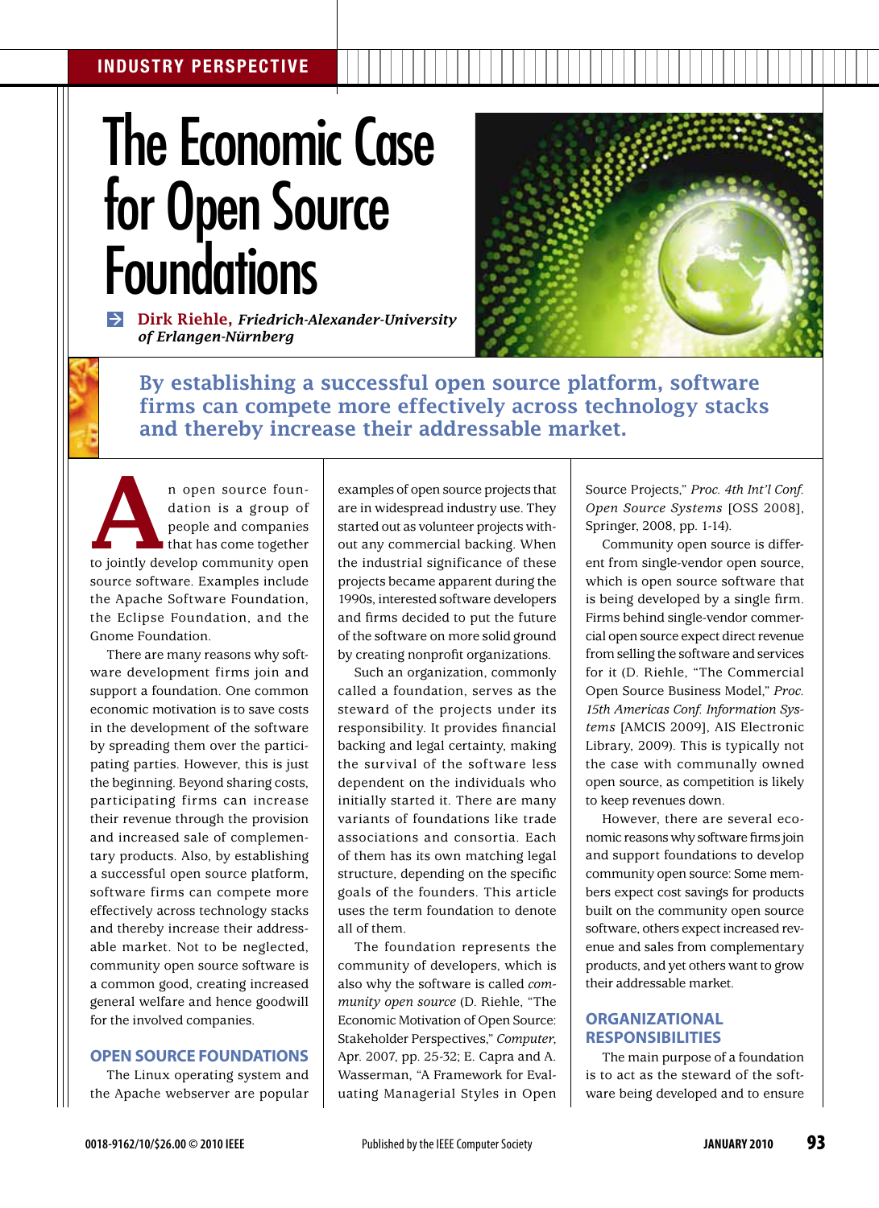INDUSTRY PERSPECTIVE

# The Economic Case for Open Source Foundations

**Dirk Riehle,** ***Friedrich-Alexander-University of Erlangen-Nürnberg***

**By establishing a successful open source platform, software firms can compete more effectively across technology stacks and thereby increase their addressable market.**

An open source foundation is a group of people and companies that has come together to jointly develop community open source software. Examples include the Apache Software Foundation, the Eclipse Foundation, and the Gnome Foundation.

There are many reasons why software development firms join and support a foundation. One common economic motivation is to save costs in the development of the software by spreading them over the participating parties. However, this is just the beginning. Beyond sharing costs, participating firms can increase their revenue through the provision and increased sale of complementary products. Also, by establishing a successful open source platform, software firms can compete more effectively across technology stacks and thereby increase their addressable market. Not to be neglected, community open source software is a common good, creating increased general welfare and hence goodwill for the involved companies.

## OPEN SOURCE FOUNDATIONS

The Linux operating system and the Apache webserver are popular examples of open source projects that are in widespread industry use. They started out as volunteer projects without any commercial backing. When the industrial significance of these projects became apparent during the 1990s, interested software developers and firms decided to put the future of the software on more solid ground by creating nonprofit organizations.

Such an organization, commonly called a foundation, serves as the steward of the projects under its responsibility. It provides financial backing and legal certainty, making the survival of the software less dependent on the individuals who initially started it. There are many variants of foundations like trade associations and consortia. Each of them has its own matching legal structure, depending on the specific goals of the founders. This article uses the term foundation to denote all of them.

The foundation represents the community of developers, which is also why the software is called *community open source* (D. Riehle, "The Economic Motivation of Open Source: Stakeholder Perspectives," *Computer*, Apr. 2007, pp. 25-32; E. Capra and A. Wasserman, "A Framework for Evaluating Managerial Styles in Open Source Projects," *Proc. 4th Int'l Conf. Open Source Systems* [OSS 2008], Springer, 2008, pp. 1-14).

Community open source is different from single-vendor open source, which is open source software that is being developed by a single firm. Firms behind single-vendor commercial open source expect direct revenue from selling the software and services for it (D. Riehle, "The Commercial Open Source Business Model," *Proc. 15th Americas Conf. Information Systems* [AMCIS 2009], AIS Electronic Library, 2009). This is typically not the case with communally owned open source, as competition is likely to keep revenues down.

However, there are several economic reasons why software firms join and support foundations to develop community open source: Some members expect cost savings for products built on the community open source software, others expect increased revenue and sales from complementary products, and yet others want to grow their addressable market.

## ORGANIZATIONAL RESPONSIBILITIES

The main purpose of a foundation is to act as the steward of the software being developed and to ensure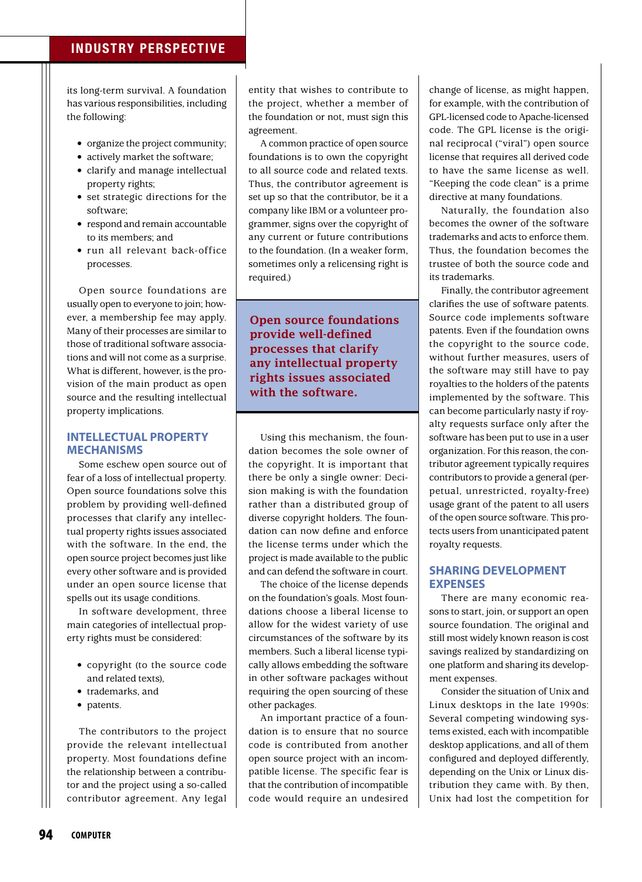its long-term survival. A foundation has various responsibilities, including the following:

- organize the project community;
- actively market the software;
- clarify and manage intellectual property rights;
- set strategic directions for the software;
- respond and remain accountable to its members; and
- run all relevant back-office processes.

Open source foundations are usually open to everyone to join; however, a membership fee may apply. Many of their processes are similar to those of traditional software associations and will not come as a surprise. What is different, however, is the provision of the main product as open source and the resulting intellectual property implications.

## INTELLECTUAL PROPERTY MECHANISMS

Some eschew open source out of fear of a loss of intellectual property. Open source foundations solve this problem by providing well-defined processes that clarify any intellectual property rights issues associated with the software. In the end, the open source project becomes just like every other software and is provided under an open source license that spells out its usage conditions.

In software development, three main categories of intellectual property rights must be considered:

- copyright (to the source code and related texts),
- trademarks, and
- patents.

The contributors to the project provide the relevant intellectual property. Most foundations define the relationship between a contributor and the project using a so-called contributor agreement. Any legal entity that wishes to contribute to the project, whether a member of the foundation or not, must sign this agreement.

A common practice of open source foundations is to own the copyright to all source code and related texts. Thus, the contributor agreement is set up so that the contributor, be it a company like IBM or a volunteer programmer, signs over the copyright of any current or future contributions to the foundation. (In a weaker form, sometimes only a relicensing right is required.)

**Open source foundations provide well-defined processes that clarify any intellectual property rights issues associated with the software.**

Using this mechanism, the foundation becomes the sole owner of the copyright. It is important that there be only a single owner: Decision making is with the foundation rather than a distributed group of diverse copyright holders. The foundation can now define and enforce the license terms under which the project is made available to the public and can defend the software in court.

The choice of the license depends on the foundation's goals. Most foundations choose a liberal license to allow for the widest variety of use circumstances of the software by its members. Such a liberal license typically allows embedding the software in other software packages without requiring the open sourcing of these other packages.

An important practice of a foundation is to ensure that no source code is contributed from another open source project with an incompatible license. The specific fear is that the contribution of incompatible code would require an undesired change of license, as might happen, for example, with the contribution of GPL-licensed code to Apache-licensed code. The GPL license is the original reciprocal ("viral") open source license that requires all derived code to have the same license as well. "Keeping the code clean" is a prime directive at many foundations.

Naturally, the foundation also becomes the owner of the software trademarks and acts to enforce them. Thus, the foundation becomes the trustee of both the source code and its trademarks.

Finally, the contributor agreement clarifies the use of software patents. Source code implements software patents. Even if the foundation owns the copyright to the source code, without further measures, users of the software may still have to pay royalties to the holders of the patents implemented by the software. This can become particularly nasty if royalty requests surface only after the software has been put to use in a user organization. For this reason, the contributor agreement typically requires contributors to provide a general (perpetual, unrestricted, royalty-free) usage grant of the patent to all users of the open source software. This protects users from unanticipated patent royalty requests.

## SHARING DEVELOPMENT EXPENSES

There are many economic reasons to start, join, or support an open source foundation. The original and still most widely known reason is cost savings realized by standardizing on one platform and sharing its development expenses.

Consider the situation of Unix and Linux desktops in the late 1990s: Several competing windowing systems existed, each with incompatible desktop applications, and all of them configured and deployed differently, depending on the Unix or Linux distribution they came with. By then, Unix had lost the competition for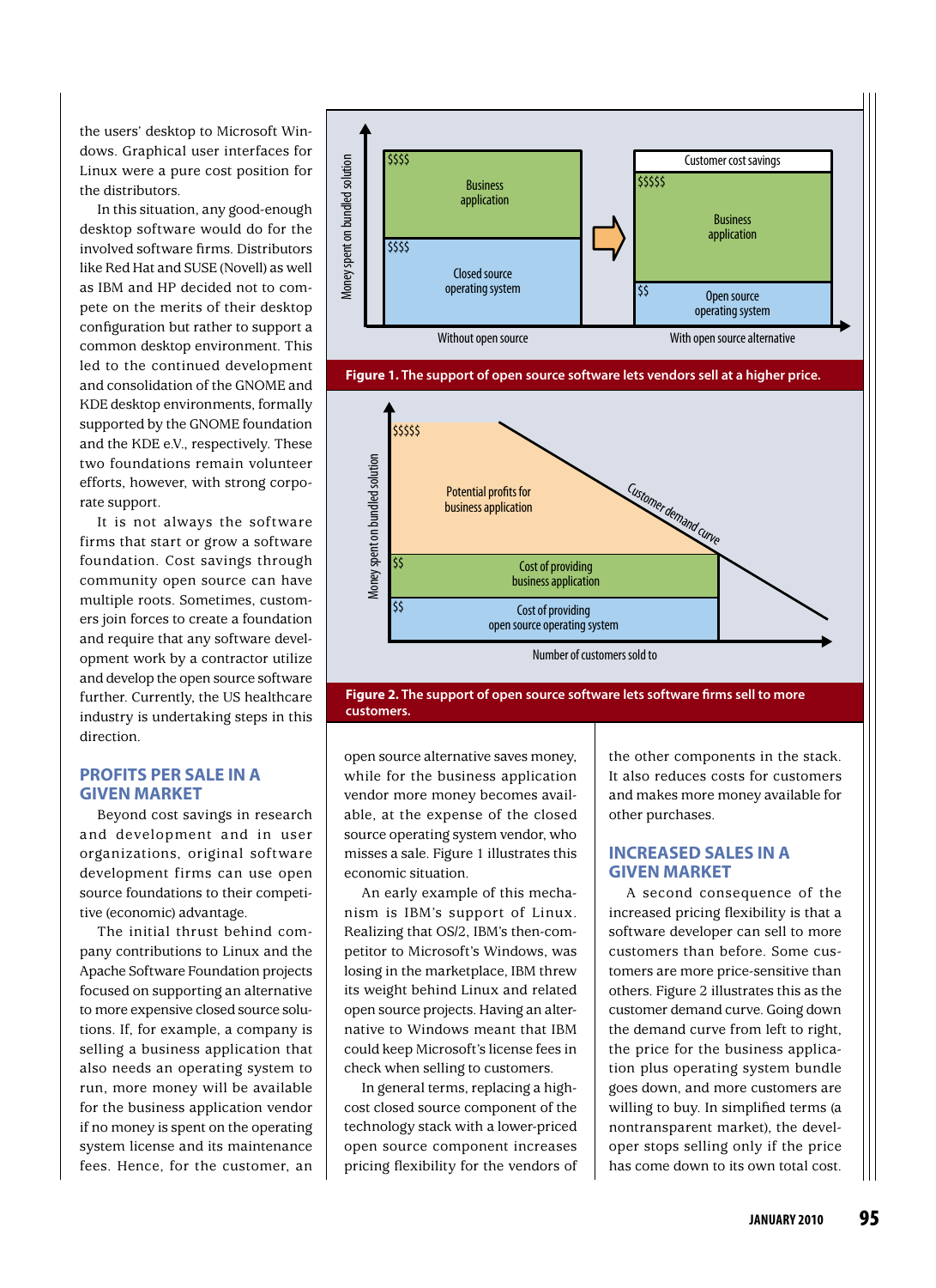the users' desktop to Microsoft Windows. Graphical user interfaces for Linux were a pure cost position for the distributors.

In this situation, any good-enough desktop software would do for the involved software firms. Distributors like Red Hat and SUSE (Novell) as well as IBM and HP decided not to compete on the merits of their desktop configuration but rather to support a common desktop environment. This led to the continued development and consolidation of the GNOME and KDE desktop environments, formally supported by the GNOME foundation and the KDE e.V., respectively. These two foundations remain volunteer efforts, however, with strong corporate support.

It is not always the software firms that start or grow a software foundation. Cost savings through community open source can have multiple roots. Sometimes, customers join forces to create a foundation and require that any software development work by a contractor utilize and develop the open source software further. Currently, the US healthcare industry is undertaking steps in this direction.

## PROFITS PER SALE IN A GIVEN MARKET

Beyond cost savings in research and development and in user organizations, original software development firms can use open source foundations to their competitive (economic) advantage.

The initial thrust behind company contributions to Linux and the Apache Software Foundation projects focused on supporting an alternative to more expensive closed source solutions. If, for example, a company is selling a business application that also needs an operating system to run, more money will be available for the business application vendor if no money is spent on the operating system license and its maintenance fees. Hence, for the customer, an open source alternative saves money, while for the business application vendor more money becomes available, at the expense of the closed source operating system vendor, who misses a sale. Figure 1 illustrates this economic situation.

**Figure 1. The support of open source software lets vendors sell at a higher price.**

**Figure 2. The support of open source software lets software firms sell to more customers.**

An early example of this mechanism is IBM's support of Linux. Realizing that OS/2, IBM's then-competitor to Microsoft's Windows, was losing in the marketplace, IBM threw its weight behind Linux and related open source projects. Having an alternative to Windows meant that IBM could keep Microsoft's license fees in check when selling to customers.

In general terms, replacing a high-cost closed source component of the technology stack with a lower-priced open source component increases pricing flexibility for the vendors of the other components in the stack. It also reduces costs for customers and makes more money available for other purchases.

## INCREASED SALES IN A GIVEN MARKET

A second consequence of the increased pricing flexibility is that a software developer can sell to more customers than before. Some customers are more price-sensitive than others. Figure 2 illustrates this as the customer demand curve. Going down the demand curve from left to right, the price for the business application plus operating system bundle goes down, and more customers are willing to buy. In simplified terms (a nontransparent market), the developer stops selling only if the price has come down to its own total cost.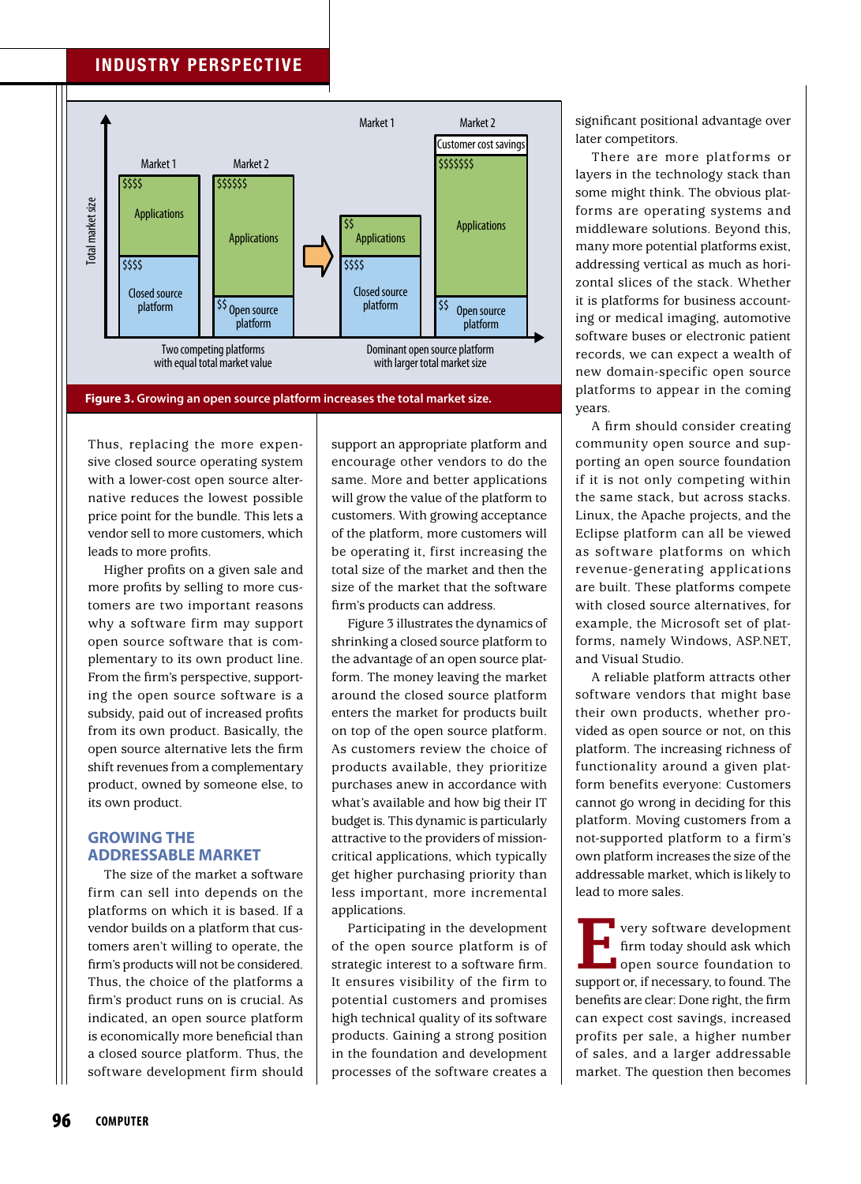Market 1
Market 2
Total market size
$$$$
Applications
$$$$
Closed source platform
$$$$$$
Applications
$$ Open source platform
Two competing platforms with equal total market value

Market 1
Market 2
Customer cost savings
$$$$$$$
Applications
$$ Applications
$$$$
Closed source platform
$$ Open source platform
Dominant open source platform with larger total market size

**Figure 3. Growing an open source platform increases the total market size.**

Thus, replacing the more expensive closed source operating system with a lower-cost open source alternative reduces the lowest possible price point for the bundle. This lets a vendor sell to more customers, which leads to more profits.

Higher profits on a given sale and more profits by selling to more customers are two important reasons why a software firm may support open source software that is complementary to its own product line. From the firm's perspective, supporting the open source software is a subsidy, paid out of increased profits from its own product. Basically, the open source alternative lets the firm shift revenues from a complementary product, owned by someone else, to its own product.

## GROWING THE ADDRESSABLE MARKET

The size of the market a software firm can sell into depends on the platforms on which it is based. If a vendor builds on a platform that customers aren't willing to operate, the firm's products will not be considered. Thus, the choice of the platforms a firm's product runs on is crucial. As indicated, an open source platform is economically more beneficial than a closed source platform. Thus, the software development firm should support an appropriate platform and encourage other vendors to do the same. More and better applications will grow the value of the platform to customers. With growing acceptance of the platform, more customers will be operating it, first increasing the total size of the market and then the size of the market that the software firm's products can address.

Figure 3 illustrates the dynamics of shrinking a closed source platform to the advantage of an open source platform. The money leaving the market around the closed source platform enters the market for products built on top of the open source platform. As customers review the choice of products available, they prioritize purchases anew in accordance with what's available and how big their IT budget is. This dynamic is particularly attractive to the providers of mission-critical applications, which typically get higher purchasing priority than less important, more incremental applications.

Participating in the development of the open source platform is of strategic interest to a software firm. It ensures visibility of the firm to potential customers and promises high technical quality of its software products. Gaining a strong position in the foundation and development processes of the software creates a significant positional advantage over later competitors.

There are more platforms or layers in the technology stack than some might think. The obvious platforms are operating systems and middleware solutions. Beyond this, many more potential platforms exist, addressing vertical as much as horizontal slices of the stack. Whether it is platforms for business accounting or medical imaging, automotive software buses or electronic patient records, we can expect a wealth of new domain-specific open source platforms to appear in the coming years.

A firm should consider creating community open source and supporting an open source foundation if it is not only competing within the same stack, but across stacks. Linux, the Apache projects, and the Eclipse platform can all be viewed as software platforms on which revenue-generating applications are built. These platforms compete with closed source alternatives, for example, the Microsoft set of platforms, namely Windows, ASP.NET, and Visual Studio.

A reliable platform attracts other software vendors that might base their own products, whether provided as open source or not, on this platform. The increasing richness of functionality around a given platform benefits everyone: Customers cannot go wrong in deciding for this platform. Moving customers from a not-supported platform to a firm's own platform increases the size of the addressable market, which is likely to lead to more sales.

Every software development firm today should ask which open source foundation to support or, if necessary, to found. The benefits are clear: Done right, the firm can expect cost savings, increased profits per sale, a higher number of sales, and a larger addressable market. The question then becomes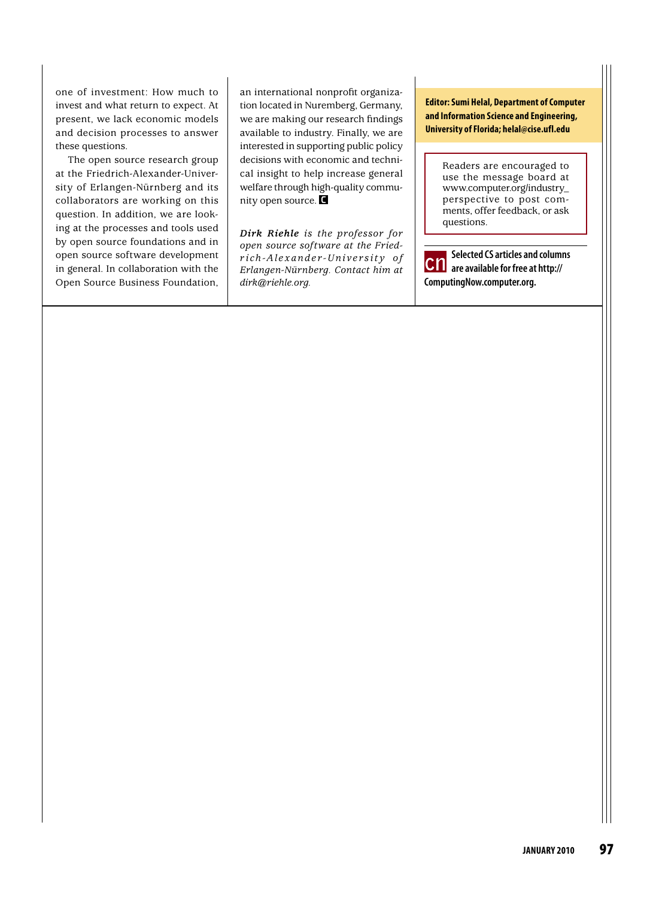one of investment: How much to invest and what return to expect. At present, we lack economic models and decision processes to answer these questions.

The open source research group at the Friedrich-Alexander-University of Erlangen-Nürnberg and its collaborators are working on this question. In addition, we are looking at the processes and tools used by open source foundations and in open source software development in general. In collaboration with the Open Source Business Foundation, an international nonprofit organization located in Nuremberg, Germany, we are making our research findings available to industry. Finally, we are interested in supporting public policy decisions with economic and technical insight to help increase general welfare through high-quality community open source.

***Dirk Riehle*** *is the professor for open source software at the Friedrich-Alexander-University of Erlangen-Nürnberg. Contact him at dirk@riehle.org.*

**Editor: Sumi Helal, Department of Computer and Information Science and Engineering, University of Florida; helal@cise.ufl.edu**

Readers are encouraged to use the message board at www.computer.org/industry_perspective to post comments, offer feedback, or ask questions.

**Selected CS articles and columns are available for free at http://ComputingNow.computer.org.**